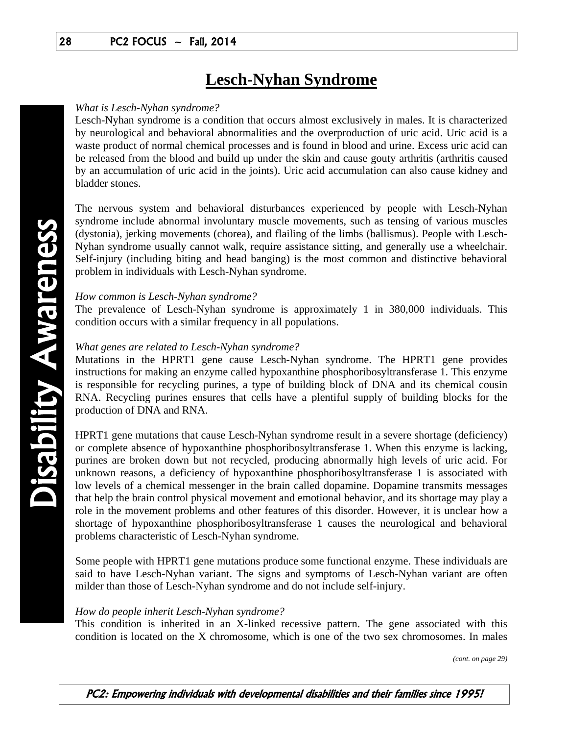# Lesch-Nyhan Syndrome

*What is Lesch-Nyhan syndrome?*

Lesch-Nyhan syndrome is a condition that occurs almost exclusively in males. It is characterized by neurological and behavioral abnormalities and the overproduction of uric acid. Uric acid is a waste product of normal chemical processes and is found in blood and urine. Excess uric acid can be released from the blood and build up under the skin and cause gouty arthritis (arthritis caused by an accumulation of uric acid in the joints). Uric acid accumulation can also cause kidney and bladder stones.

The nervous system and behavioral disturbances experienced by people with Lesch-Nyhan syndrome include abnormal involuntary muscle movements, such as tensing of various muscles (dystonia), jerking movements (chorea), and flailing of the limbs (ballismus). People with Lesch-Nyhan syndrome usually cannot walk, require assistance sitting, and generally use a wheelchair. Self-injury (including biting and head banging) is the most common and distinctive behavioral problem in individuals with Lesch-Nyhan syndrome.

*How common is Lesch-Nyhan syndrome?*

The prevalence of Lesch-Nyhan syndrome is approximately 1 in 380,000 individuals. This condition occurs with a similar frequency in all populations.

*What genes are related to Lesch-Nyhan syndrome?*

Mutations in the HPRT1 gene cause Lesch-Nyhan syndrome. The HPRT1 gene provides instructions for making an enzyme called hypoxanthine phosphoribosyltransferase 1. This enzyme is responsible for recycling purines, a type of building block of DNA and its chemical cousin RNA. Recycling purines ensures that cells have a plentiful supply of building blocks for the production of DNA and RNA.

HPRT1 gene mutations that cause Lesch-Nyhan syndrome result in a severe shortage (deficiency) or complete absence of hypoxanthine phosphoribosyltransferase 1. When this enzyme is lacking, purines are broken down but not recycled, producing abnormally high levels of uric acid. For unknown reasons, a deficiency of hypoxanthine phosphoribosyltransferase 1 is associated with low levels of a chemical messenger in the brain called dopamine. Dopamine transmits messages that help the brain control physical movement and emotional behavior, and its shortage may play a role in the movement problems and other features of this disorder. However, it is unclear how a shortage of hypoxanthine phosphoribosyltransferase 1 causes the neurological and behavioral problems characteristic of Lesch-Nyhan syndrome.

Some people with HPRT1 gene mutations produce some functional enzyme. These individuals are said to have Lesch-Nyhan variant. The signs and symptoms of Lesch-Nyhan variant are often milder than those of Lesch-Nyhan syndrome and do not include self-injury.

*How do people inherit Lesch-Nyhan syndrome?*

This condition is inherited in an X-linked recessive pattern. The gene associated with this condition is located on the X chromosome, which is one of the two sex chromosomes. In males

*(cont. on page 29)*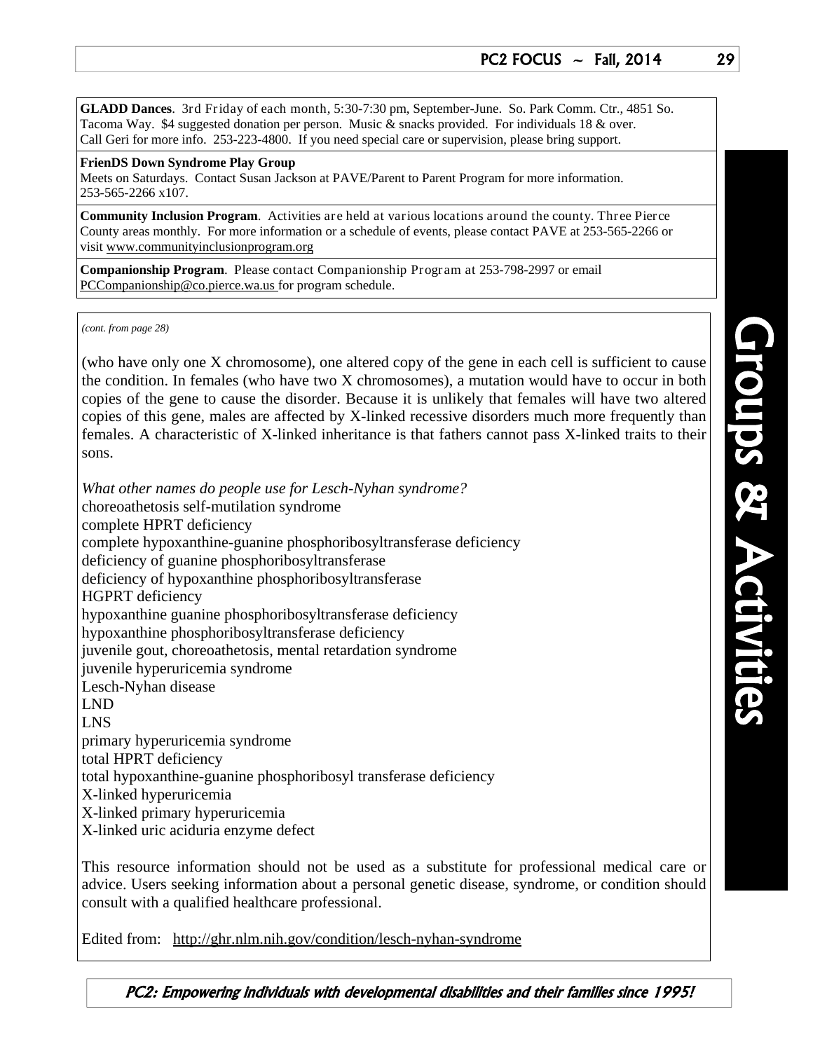**GLADD Dances**. 3rd Friday of each month, 5:30-7:30 pm, September-June. So. Park Comm. Ctr., 4851 So. Tacoma Way. $4 suggested donation per person. Music & snacks provided. For individuals 18 & over. Call Geri for more info. 253-223-4800. If you need special care or supervision, please bring support.

**FrienDS Down Syndrome Play Group**
Meets on Saturdays. Contact Susan Jackson at PAVE/Parent to Parent Program for more information. 253-565-2266 x107.

**Community Inclusion Program**. Activities are held at various locations around the county. Three Pierce County areas monthly. For more information or a schedule of events, please contact PAVE at 253-565-2266 or visit www.communityinclusionprogram.org

**Companionship Program**. Please contact Companionship Program at 253-798-2997 or email PCCompanionship@co.pierce.wa.us for program schedule.

# Groups & Activities

*(cont. from page 28)*

(who have only one X chromosome), one altered copy of the gene in each cell is sufficient to cause the condition. In females (who have two X chromosomes), a mutation would have to occur in both copies of the gene to cause the disorder. Because it is unlikely that females will have two altered copies of this gene, males are affected by X-linked recessive disorders much more frequently than females. A characteristic of X-linked inheritance is that fathers cannot pass X-linked traits to their sons.

*What other names do people use for Lesch-Nyhan syndrome?*

choreoathetosis self-mutilation syndrome
complete HPRT deficiency
complete hypoxanthine-guanine phosphoribosyltransferase deficiency
deficiency of guanine phosphoribosyltransferase
deficiency of hypoxanthine phosphoribosyltransferase
HGPRT deficiency
hypoxanthine guanine phosphoribosyltransferase deficiency
hypoxanthine phosphoribosyltransferase deficiency
juvenile gout, choreoathetosis, mental retardation syndrome
juvenile hyperuricemia syndrome
Lesch-Nyhan disease
LND
LNS
primary hyperuricemia syndrome
total HPRT deficiency
total hypoxanthine-guanine phosphoribosyl transferase deficiency
X-linked hyperuricemia
X-linked primary hyperuricemia
X-linked uric aciduria enzyme defect

This resource information should not be used as a substitute for professional medical care or advice. Users seeking information about a personal genetic disease, syndrome, or condition should consult with a qualified healthcare professional.

Edited from: http://ghr.nlm.nih.gov/condition/lesch-nyhan-syndrome

*PC2: Empowering individuals with developmental disabilities and their families since 1995!*